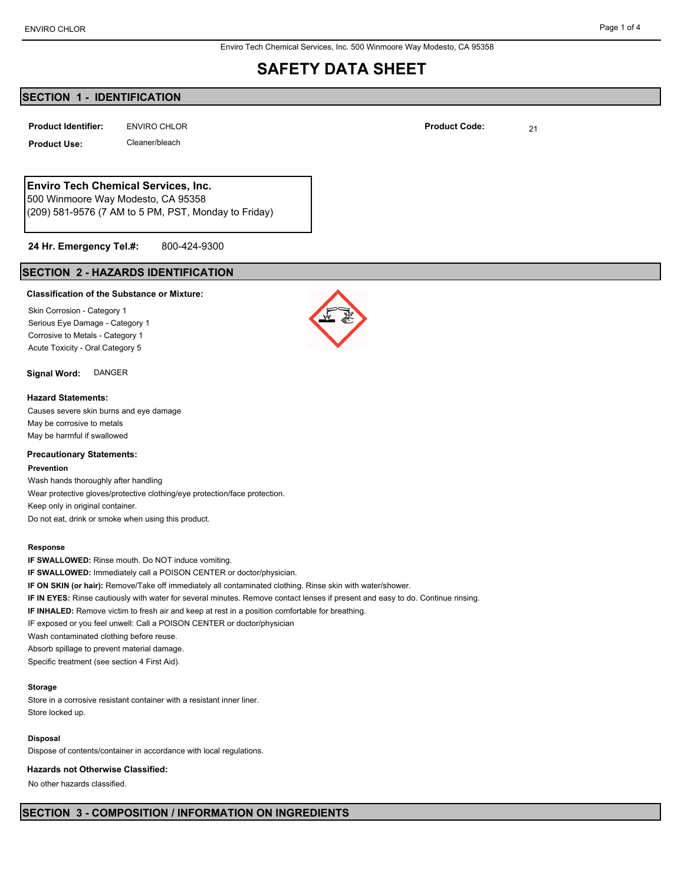Enviro Tech Chemical Services, Inc. 500 Winmoore Way Modesto, CA 95358

# SAFETY DATA SHEET

## SECTION 1 - IDENTIFICATION

**Product Identifier:** ENVIRO CHLOR

**Product Code:** 21

**Product Use:** Cleaner/bleach

**Enviro Tech Chemical Services, Inc.**
500 Winmoore Way Modesto, CA 95358
(209) 581-9576 (7 AM to 5 PM, PST, Monday to Friday)

**24 Hr. Emergency Tel.#:** 800-424-9300

## SECTION 2 - HAZARDS IDENTIFICATION

**Classification of the Substance or Mixture:**

Skin Corrosion - Category 1
Serious Eye Damage - Category 1
Corrosive to Metals - Category 1
Acute Toxicity - Oral Category 5

**Signal Word:** DANGER

**Hazard Statements:**

Causes severe skin burns and eye damage
May be corrosive to metals
May be harmful if swallowed

**Precautionary Statements:**

**Prevention**

Wash hands thoroughly after handling
Wear protective gloves/protective clothing/eye protection/face protection.
Keep only in original container.
Do not eat, drink or smoke when using this product.

**Response**

**IF SWALLOWED:** Rinse mouth. Do NOT induce vomiting.
**IF SWALLOWED:** Immediately call a POISON CENTER or doctor/physician.
**IF ON SKIN (or hair):** Remove/Take off immediately all contaminated clothing. Rinse skin with water/shower.
**IF IN EYES:** Rinse cautiously with water for several minutes. Remove contact lenses if present and easy to do. Continue rinsing.
**IF INHALED:** Remove victim to fresh air and keep at rest in a position comfortable for breathing.
IF exposed or you feel unwell: Call a POISON CENTER or doctor/physician
Wash contaminated clothing before reuse.
Absorb spillage to prevent material damage.
Specific treatment (see section 4 First Aid).

**Storage**

Store in a corrosive resistant container with a resistant inner liner.
Store locked up.

**Disposal**

Dispose of contents/container in accordance with local regulations.

**Hazards not Otherwise Classified:**

No other hazards classified.

## SECTION 3 - COMPOSITION / INFORMATION ON INGREDIENTS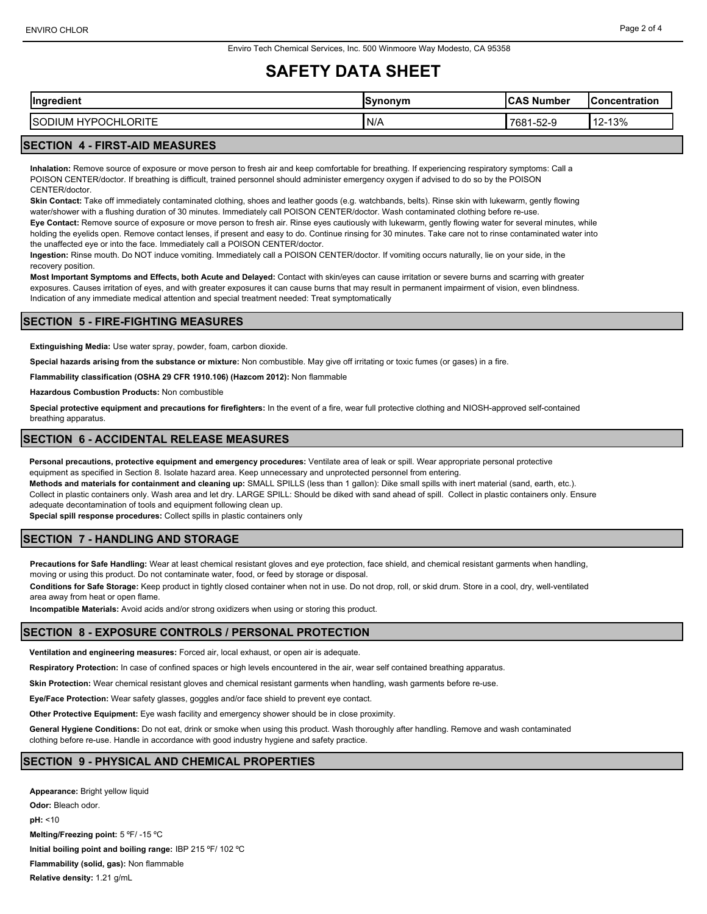Enviro Tech Chemical Services, Inc. 500 Winmoore Way Modesto, CA 95358

# SAFETY DATA SHEET

| Ingredient | Synonym | CAS Number | Concentration |
|---|---|---|---|
| SODIUM HYPOCHLORITE | N/A | 7681-52-9 | 12-13% |

## SECTION 4 - FIRST-AID MEASURES

**Inhalation:** Remove source of exposure or move person to fresh air and keep comfortable for breathing. If experiencing respiratory symptoms: Call a POISON CENTER/doctor. If breathing is difficult, trained personnel should administer emergency oxygen if advised to do so by the POISON CENTER/doctor.

**Skin Contact:** Take off immediately contaminated clothing, shoes and leather goods (e.g. watchbands, belts). Rinse skin with lukewarm, gently flowing water/shower with a flushing duration of 30 minutes. Immediately call POISON CENTER/doctor. Wash contaminated clothing before re-use.

**Eye Contact:** Remove source of exposure or move person to fresh air. Rinse eyes cautiously with lukewarm, gently flowing water for several minutes, while holding the eyelids open. Remove contact lenses, if present and easy to do. Continue rinsing for 30 minutes. Take care not to rinse contaminated water into the unaffected eye or into the face. Immediately call a POISON CENTER/doctor.

**Ingestion:** Rinse mouth. Do NOT induce vomiting. Immediately call a POISON CENTER/doctor. If vomiting occurs naturally, lie on your side, in the recovery position.

**Most Important Symptoms and Effects, both Acute and Delayed:** Contact with skin/eyes can cause irritation or severe burns and scarring with greater exposures. Causes irritation of eyes, and with greater exposures it can cause burns that may result in permanent impairment of vision, even blindness. Indication of any immediate medical attention and special treatment needed: Treat symptomatically

## SECTION 5 - FIRE-FIGHTING MEASURES

**Extinguishing Media:** Use water spray, powder, foam, carbon dioxide.

**Special hazards arising from the substance or mixture:** Non combustible. May give off irritating or toxic fumes (or gases) in a fire.

**Flammability classification (OSHA 29 CFR 1910.106) (Hazcom 2012):** Non flammable

**Hazardous Combustion Products:** Non combustible

**Special protective equipment and precautions for firefighters:** In the event of a fire, wear full protective clothing and NIOSH-approved self-contained breathing apparatus.

## SECTION 6 - ACCIDENTAL RELEASE MEASURES

**Personal precautions, protective equipment and emergency procedures:** Ventilate area of leak or spill. Wear appropriate personal protective equipment as specified in Section 8. Isolate hazard area. Keep unnecessary and unprotected personnel from entering.

**Methods and materials for containment and cleaning up:** SMALL SPILLS (less than 1 gallon): Dike small spills with inert material (sand, earth, etc.). Collect in plastic containers only. Wash area and let dry. LARGE SPILL: Should be diked with sand ahead of spill. Collect in plastic containers only. Ensure adequate decontamination of tools and equipment following clean up.

**Special spill response procedures:** Collect spills in plastic containers only

## SECTION 7 - HANDLING AND STORAGE

**Precautions for Safe Handling:** Wear at least chemical resistant gloves and eye protection, face shield, and chemical resistant garments when handling, moving or using this product. Do not contaminate water, food, or feed by storage or disposal.

**Conditions for Safe Storage:** Keep product in tightly closed container when not in use. Do not drop, roll, or skid drum. Store in a cool, dry, well-ventilated area away from heat or open flame.

**Incompatible Materials:** Avoid acids and/or strong oxidizers when using or storing this product.

## SECTION 8 - EXPOSURE CONTROLS / PERSONAL PROTECTION

**Ventilation and engineering measures:** Forced air, local exhaust, or open air is adequate.

**Respiratory Protection:** In case of confined spaces or high levels encountered in the air, wear self contained breathing apparatus.

**Skin Protection:** Wear chemical resistant gloves and chemical resistant garments when handling, wash garments before re-use.

**Eye/Face Protection:** Wear safety glasses, goggles and/or face shield to prevent eye contact.

**Other Protective Equipment:** Eye wash facility and emergency shower should be in close proximity.

**General Hygiene Conditions:** Do not eat, drink or smoke when using this product. Wash thoroughly after handling. Remove and wash contaminated clothing before re-use. Handle in accordance with good industry hygiene and safety practice.

## SECTION 9 - PHYSICAL AND CHEMICAL PROPERTIES

**Appearance:** Bright yellow liquid

**Odor:** Bleach odor.

**pH:** <10

**Melting/Freezing point:** 5 ºF/ -15 ºC

**Initial boiling point and boiling range:** IBP 215 ºF/ 102 ºC

**Flammability (solid, gas):** Non flammable

**Relative density:** 1.21 g/mL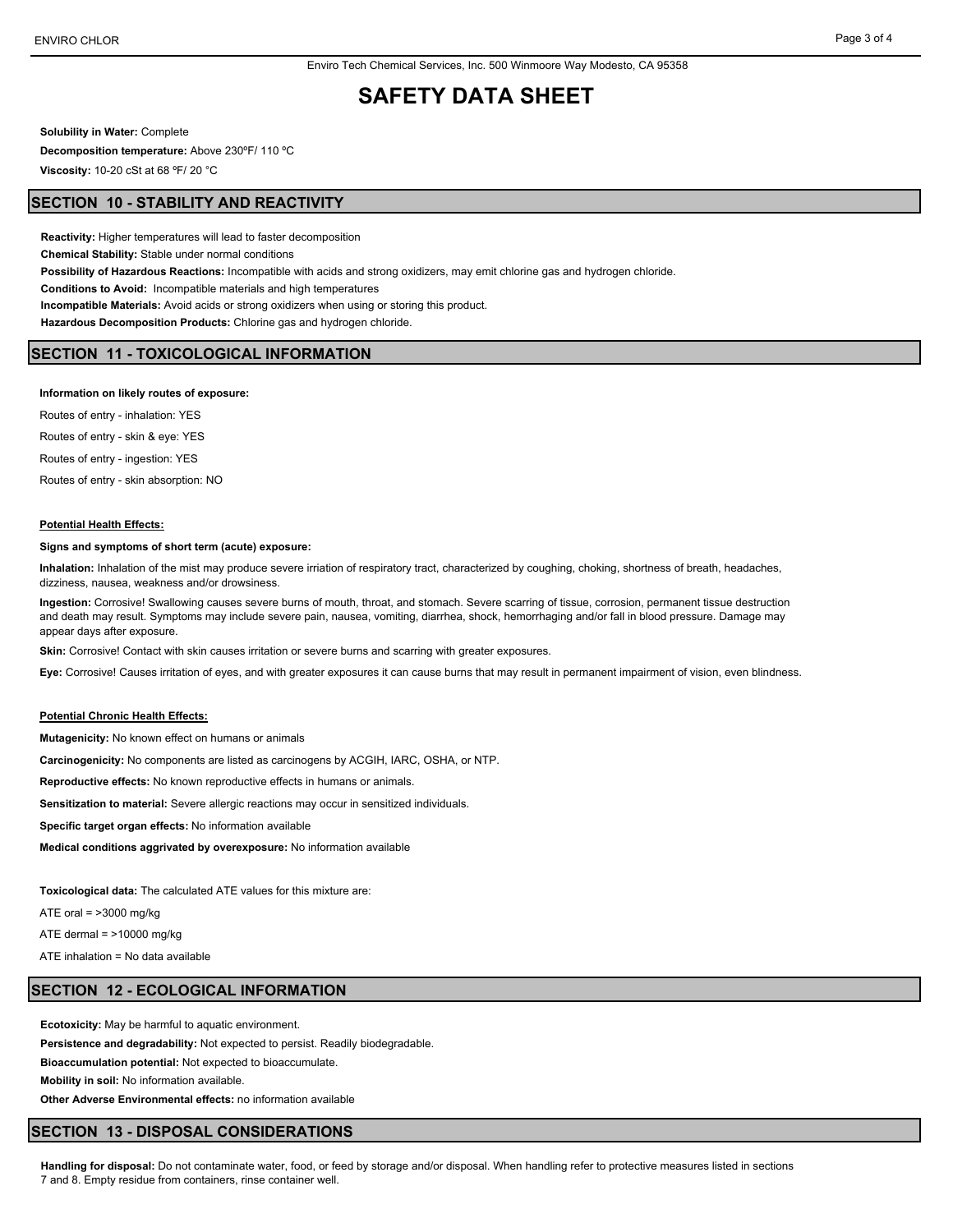Enviro Tech Chemical Services, Inc. 500 Winmoore Way Modesto, CA 95358

# SAFETY DATA SHEET

**Solubility in Water:** Complete

**Decomposition temperature:** Above 230ºF/ 110 ºC

**Viscosity:** 10-20 cSt at 68 ºF/ 20 °C

## SECTION 10 - STABILITY AND REACTIVITY

**Reactivity:** Higher temperatures will lead to faster decomposition

**Chemical Stability:** Stable under normal conditions

**Possibility of Hazardous Reactions:** Incompatible with acids and strong oxidizers, may emit chlorine gas and hydrogen chloride.

**Conditions to Avoid:** Incompatible materials and high temperatures

**Incompatible Materials:** Avoid acids or strong oxidizers when using or storing this product.

**Hazardous Decomposition Products:** Chlorine gas and hydrogen chloride.

## SECTION 11 - TOXICOLOGICAL INFORMATION

**Information on likely routes of exposure:**

Routes of entry - inhalation: YES

Routes of entry - skin & eye: YES

Routes of entry - ingestion: YES

Routes of entry - skin absorption: NO

**Potential Health Effects:**

**Signs and symptoms of short term (acute) exposure:**

**Inhalation:** Inhalation of the mist may produce severe irriation of respiratory tract, characterized by coughing, choking, shortness of breath, headaches, dizziness, nausea, weakness and/or drowsiness.

**Ingestion:** Corrosive! Swallowing causes severe burns of mouth, throat, and stomach. Severe scarring of tissue, corrosion, permanent tissue destruction and death may result. Symptoms may include severe pain, nausea, vomiting, diarrhea, shock, hemorrhaging and/or fall in blood pressure. Damage may appear days after exposure.

**Skin:** Corrosive! Contact with skin causes irritation or severe burns and scarring with greater exposures.

**Eye:** Corrosive! Causes irritation of eyes, and with greater exposures it can cause burns that may result in permanent impairment of vision, even blindness.

**Potential Chronic Health Effects:**

**Mutagenicity:** No known effect on humans or animals

**Carcinogenicity:** No components are listed as carcinogens by ACGIH, IARC, OSHA, or NTP.

**Reproductive effects:** No known reproductive effects in humans or animals.

**Sensitization to material:** Severe allergic reactions may occur in sensitized individuals.

**Specific target organ effects:** No information available

**Medical conditions aggrivated by overexposure:** No information available

**Toxicological data:** The calculated ATE values for this mixture are:

ATE oral = >3000 mg/kg

ATE dermal = >10000 mg/kg

ATE inhalation = No data available

## SECTION 12 - ECOLOGICAL INFORMATION

**Ecotoxicity:** May be harmful to aquatic environment.

**Persistence and degradability:** Not expected to persist. Readily biodegradable.

**Bioaccumulation potential:** Not expected to bioaccumulate.

**Mobility in soil:** No information available.

**Other Adverse Environmental effects:** no information available

## SECTION 13 - DISPOSAL CONSIDERATIONS

**Handling for disposal:** Do not contaminate water, food, or feed by storage and/or disposal. When handling refer to protective measures listed in sections 7 and 8. Empty residue from containers, rinse container well.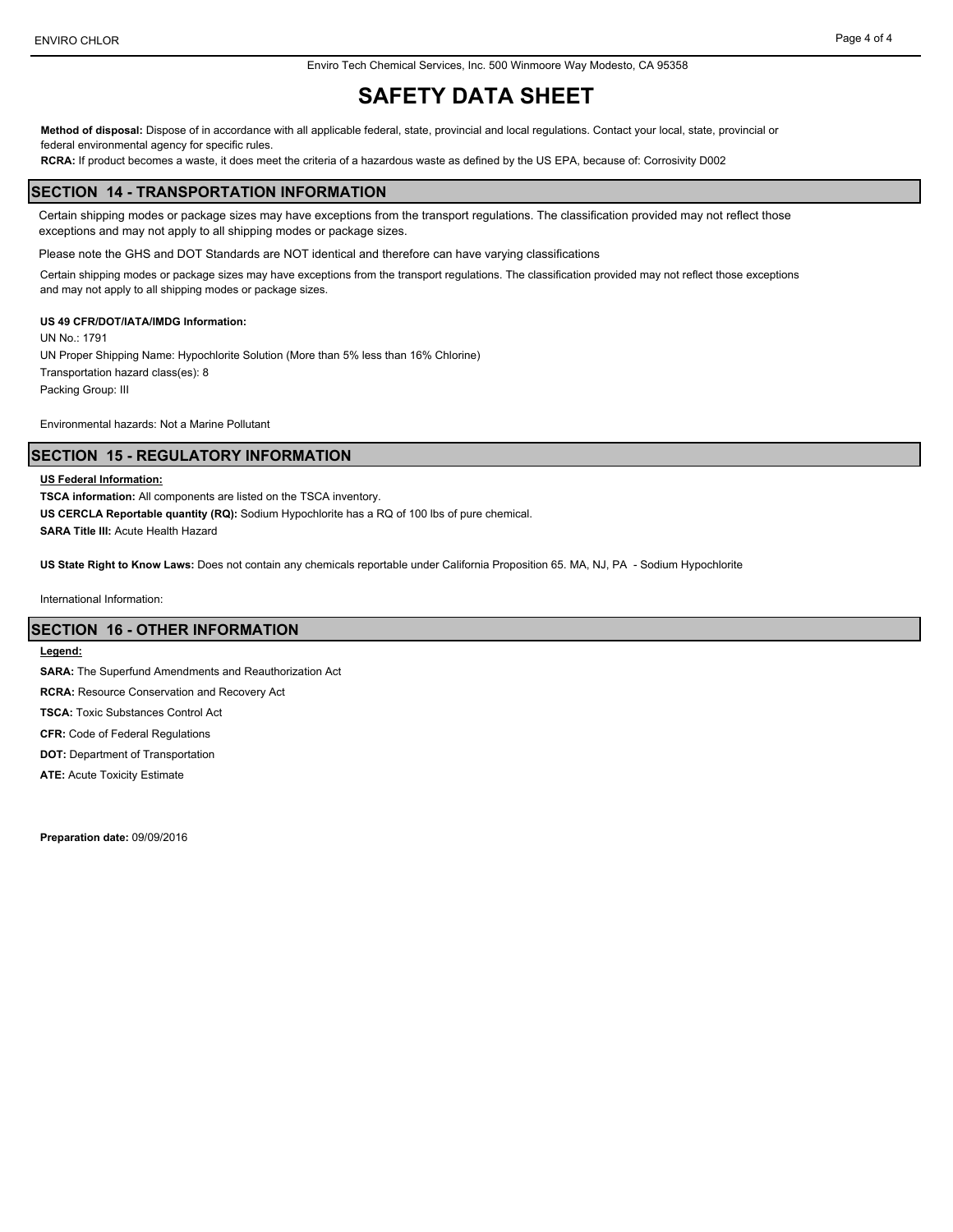# SAFETY DATA SHEET

**Method of disposal:** Dispose of in accordance with all applicable federal, state, provincial and local regulations. Contact your local, state, provincial or federal environmental agency for specific rules.

**RCRA:** If product becomes a waste, it does meet the criteria of a hazardous waste as defined by the US EPA, because of: Corrosivity D002

## SECTION 14 - TRANSPORTATION INFORMATION

Certain shipping modes or package sizes may have exceptions from the transport regulations. The classification provided may not reflect those exceptions and may not apply to all shipping modes or package sizes.

Please note the GHS and DOT Standards are NOT identical and therefore can have varying classifications

Certain shipping modes or package sizes may have exceptions from the transport regulations. The classification provided may not reflect those exceptions and may not apply to all shipping modes or package sizes.

**US 49 CFR/DOT/IATA/IMDG Information:**

UN No.: 1791

UN Proper Shipping Name: Hypochlorite Solution (More than 5% less than 16% Chlorine)

Transportation hazard class(es): 8

Packing Group: III

Environmental hazards: Not a Marine Pollutant

## SECTION 15 - REGULATORY INFORMATION

**US Federal Information:**

**TSCA information:** All components are listed on the TSCA inventory.

**US CERCLA Reportable quantity (RQ):** Sodium Hypochlorite has a RQ of 100 lbs of pure chemical.

**SARA Title III:** Acute Health Hazard

**US State Right to Know Laws:** Does not contain any chemicals reportable under California Proposition 65. MA, NJ, PA - Sodium Hypochlorite

International Information:

## SECTION 16 - OTHER INFORMATION

**Legend:**

**SARA:** The Superfund Amendments and Reauthorization Act

**RCRA:** Resource Conservation and Recovery Act

**TSCA:** Toxic Substances Control Act

**CFR:** Code of Federal Regulations

**DOT:** Department of Transportation

**ATE:** Acute Toxicity Estimate

**Preparation date:** 09/09/2016